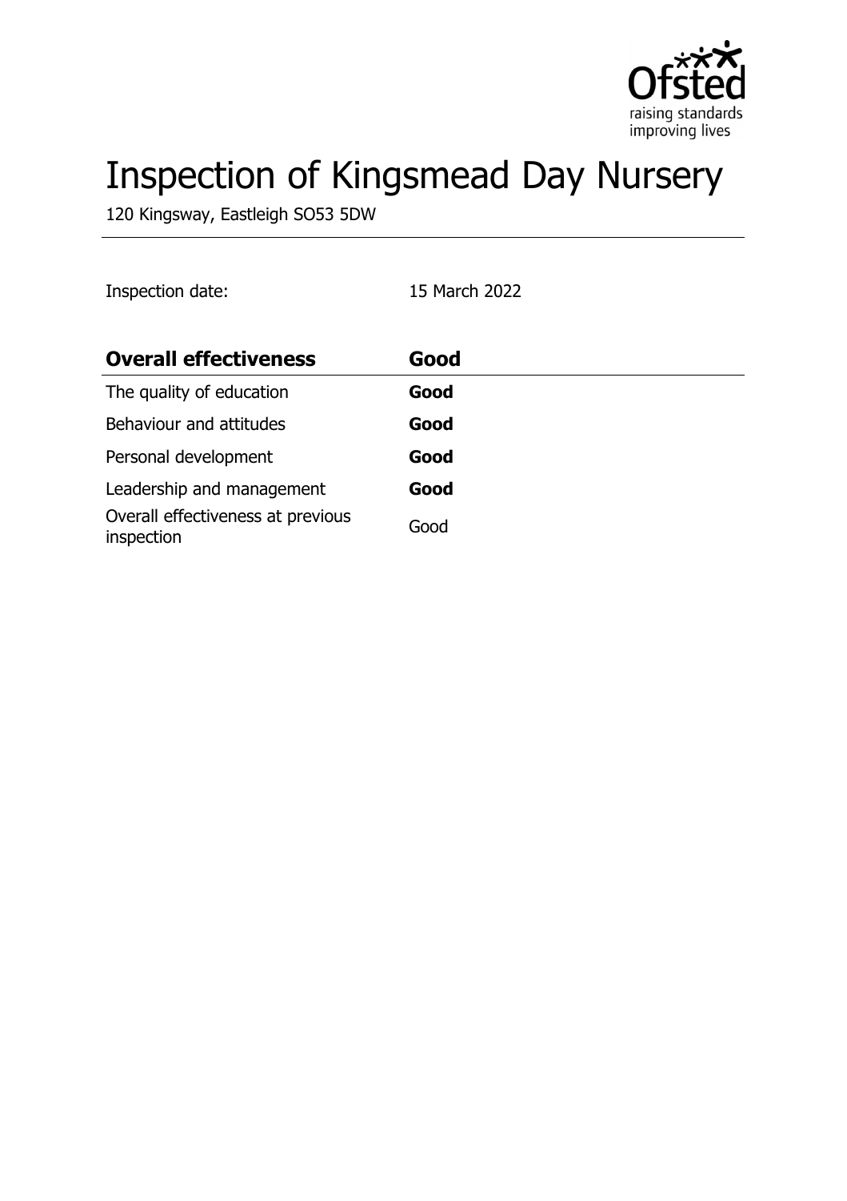# Inspection of Kingsmead Day Nursery

120 Kingsway, Eastleigh SO53 5DW

Inspection date: 15 March 2022

| Overall effectiveness | Good |
| --- | --- |
| The quality of education | **Good** |
| Behaviour and attitudes | **Good** |
| Personal development | **Good** |
| Leadership and management | **Good** |
| Overall effectiveness at previous inspection | Good |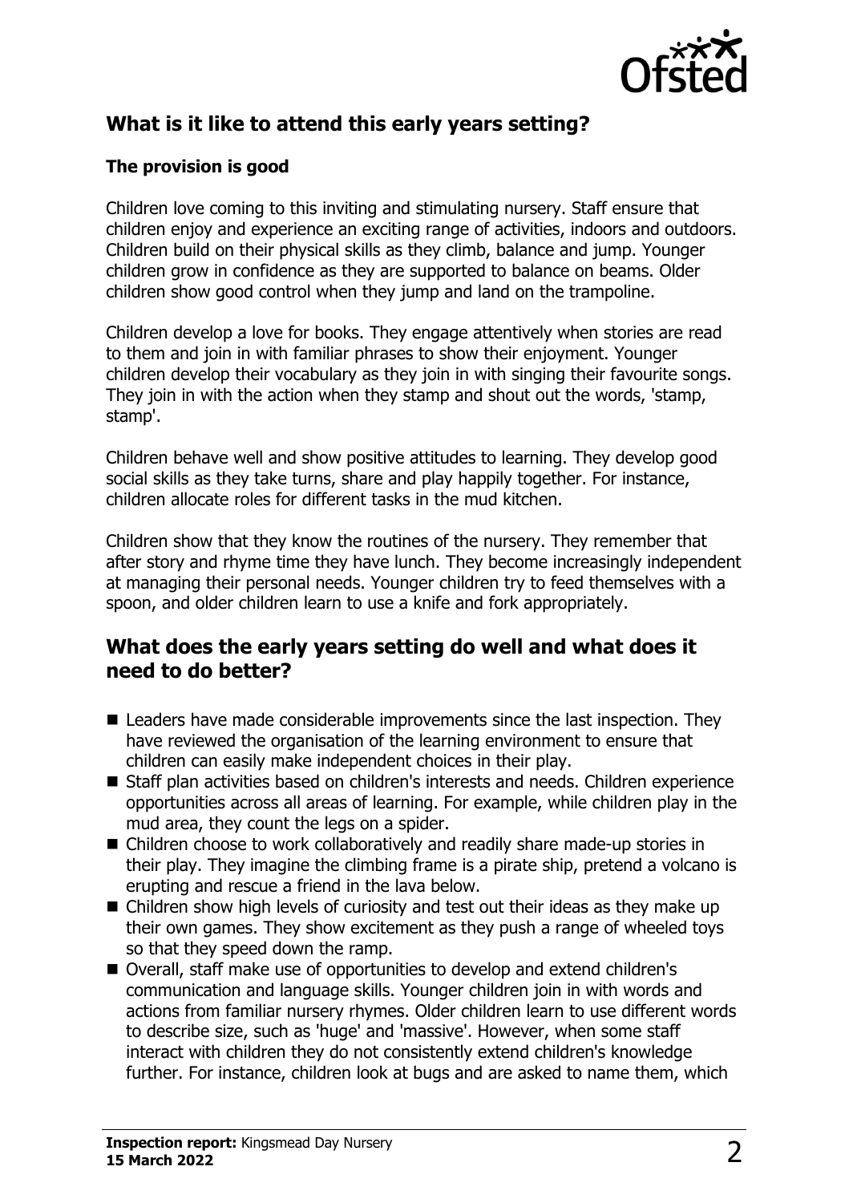## What is it like to attend this early years setting?

### The provision is good

Children love coming to this inviting and stimulating nursery. Staff ensure that children enjoy and experience an exciting range of activities, indoors and outdoors. Children build on their physical skills as they climb, balance and jump. Younger children grow in confidence as they are supported to balance on beams. Older children show good control when they jump and land on the trampoline.

Children develop a love for books. They engage attentively when stories are read to them and join in with familiar phrases to show their enjoyment. Younger children develop their vocabulary as they join in with singing their favourite songs. They join in with the action when they stamp and shout out the words, 'stamp, stamp'.

Children behave well and show positive attitudes to learning. They develop good social skills as they take turns, share and play happily together. For instance, children allocate roles for different tasks in the mud kitchen.

Children show that they know the routines of the nursery. They remember that after story and rhyme time they have lunch. They become increasingly independent at managing their personal needs. Younger children try to feed themselves with a spoon, and older children learn to use a knife and fork appropriately.

## What does the early years setting do well and what does it need to do better?

- Leaders have made considerable improvements since the last inspection. They have reviewed the organisation of the learning environment to ensure that children can easily make independent choices in their play.
- Staff plan activities based on children's interests and needs. Children experience opportunities across all areas of learning. For example, while children play in the mud area, they count the legs on a spider.
- Children choose to work collaboratively and readily share made-up stories in their play. They imagine the climbing frame is a pirate ship, pretend a volcano is erupting and rescue a friend in the lava below.
- Children show high levels of curiosity and test out their ideas as they make up their own games. They show excitement as they push a range of wheeled toys so that they speed down the ramp.
- Overall, staff make use of opportunities to develop and extend children's communication and language skills. Younger children join in with words and actions from familiar nursery rhymes. Older children learn to use different words to describe size, such as 'huge' and 'massive'. However, when some staff interact with children they do not consistently extend children's knowledge further. For instance, children look at bugs and are asked to name them, which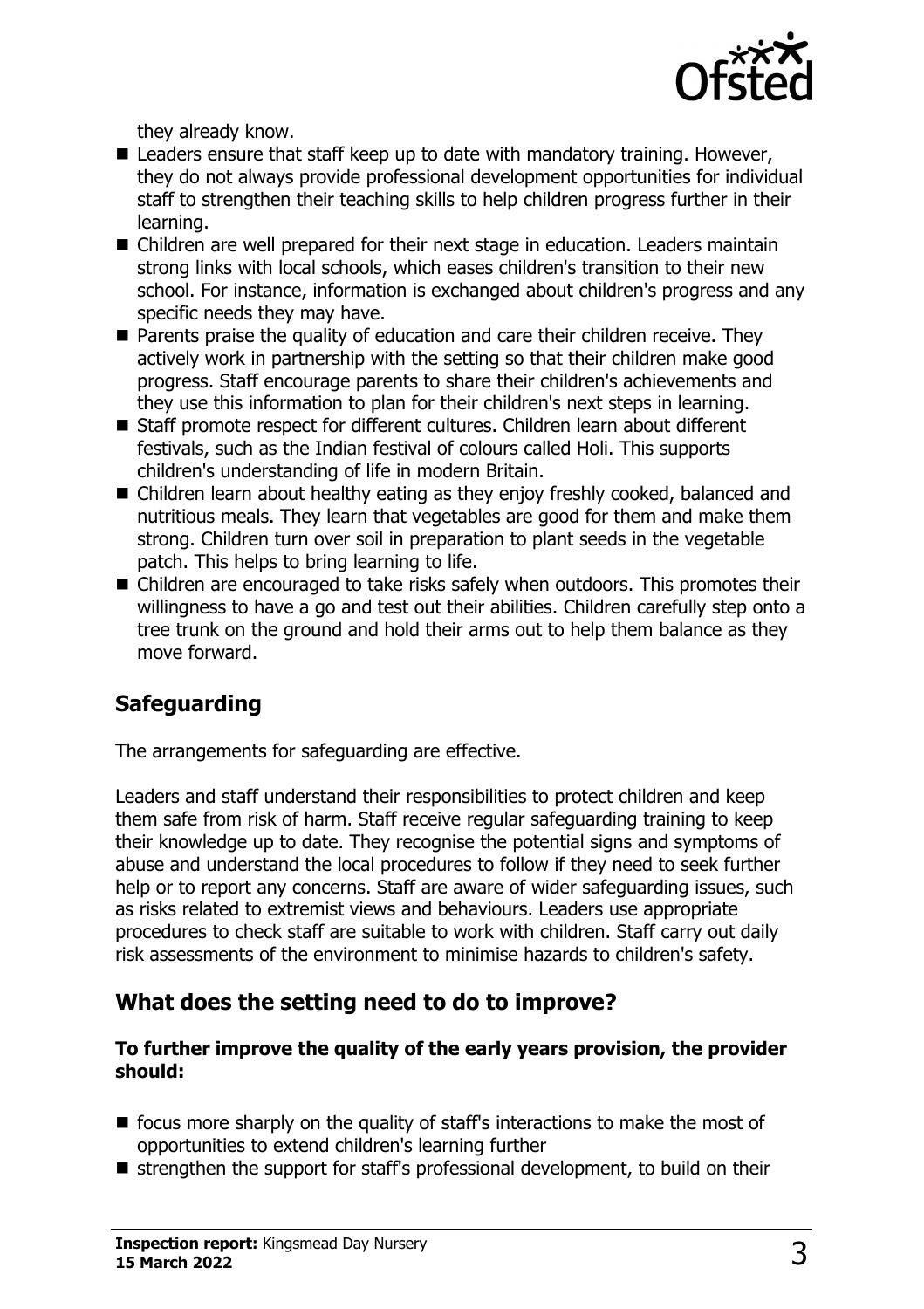they already know.

- Leaders ensure that staff keep up to date with mandatory training. However, they do not always provide professional development opportunities for individual staff to strengthen their teaching skills to help children progress further in their learning.
- Children are well prepared for their next stage in education. Leaders maintain strong links with local schools, which eases children's transition to their new school. For instance, information is exchanged about children's progress and any specific needs they may have.
- Parents praise the quality of education and care their children receive. They actively work in partnership with the setting so that their children make good progress. Staff encourage parents to share their children's achievements and they use this information to plan for their children's next steps in learning.
- Staff promote respect for different cultures. Children learn about different festivals, such as the Indian festival of colours called Holi. This supports children's understanding of life in modern Britain.
- Children learn about healthy eating as they enjoy freshly cooked, balanced and nutritious meals. They learn that vegetables are good for them and make them strong. Children turn over soil in preparation to plant seeds in the vegetable patch. This helps to bring learning to life.
- Children are encouraged to take risks safely when outdoors. This promotes their willingness to have a go and test out their abilities. Children carefully step onto a tree trunk on the ground and hold their arms out to help them balance as they move forward.

## Safeguarding

The arrangements for safeguarding are effective.

Leaders and staff understand their responsibilities to protect children and keep them safe from risk of harm. Staff receive regular safeguarding training to keep their knowledge up to date. They recognise the potential signs and symptoms of abuse and understand the local procedures to follow if they need to seek further help or to report any concerns. Staff are aware of wider safeguarding issues, such as risks related to extremist views and behaviours. Leaders use appropriate procedures to check staff are suitable to work with children. Staff carry out daily risk assessments of the environment to minimise hazards to children's safety.

## What does the setting need to do to improve?

**To further improve the quality of the early years provision, the provider should:**

- focus more sharply on the quality of staff's interactions to make the most of opportunities to extend children's learning further
- strengthen the support for staff's professional development, to build on their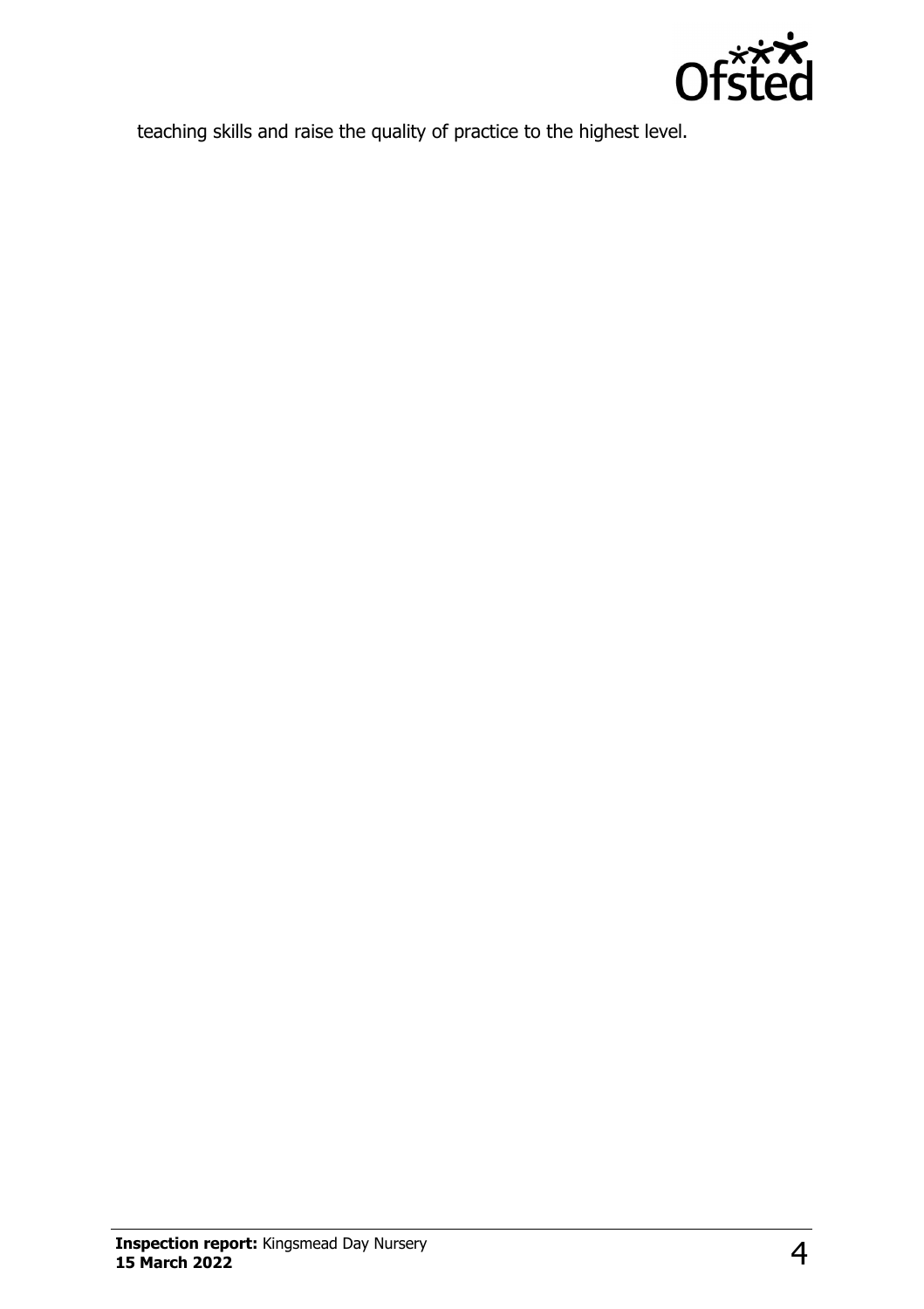teaching skills and raise the quality of practice to the highest level.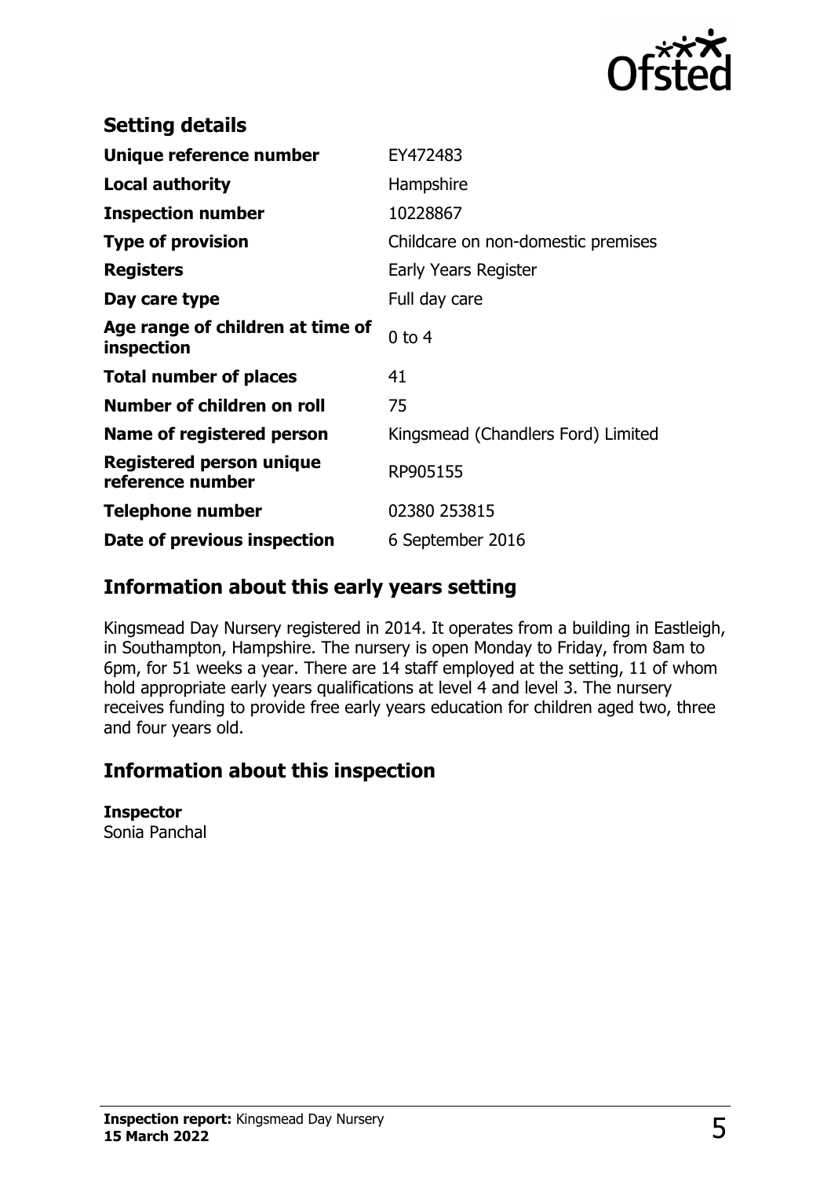## Setting details

| | |
|---|---|
| **Unique reference number** | EY472483 |
| **Local authority** | Hampshire |
| **Inspection number** | 10228867 |
| **Type of provision** | Childcare on non-domestic premises |
| **Registers** | Early Years Register |
| **Day care type** | Full day care |
| **Age range of children at time of inspection** | 0 to 4 |
| **Total number of places** | 41 |
| **Number of children on roll** | 75 |
| **Name of registered person** | Kingsmead (Chandlers Ford) Limited |
| **Registered person unique reference number** | RP905155 |
| **Telephone number** | 02380 253815 |
| **Date of previous inspection** | 6 September 2016 |

## Information about this early years setting

Kingsmead Day Nursery registered in 2014. It operates from a building in Eastleigh, in Southampton, Hampshire. The nursery is open Monday to Friday, from 8am to 6pm, for 51 weeks a year. There are 14 staff employed at the setting, 11 of whom hold appropriate early years qualifications at level 4 and level 3. The nursery receives funding to provide free early years education for children aged two, three and four years old.

## Information about this inspection

**Inspector**
Sonia Panchal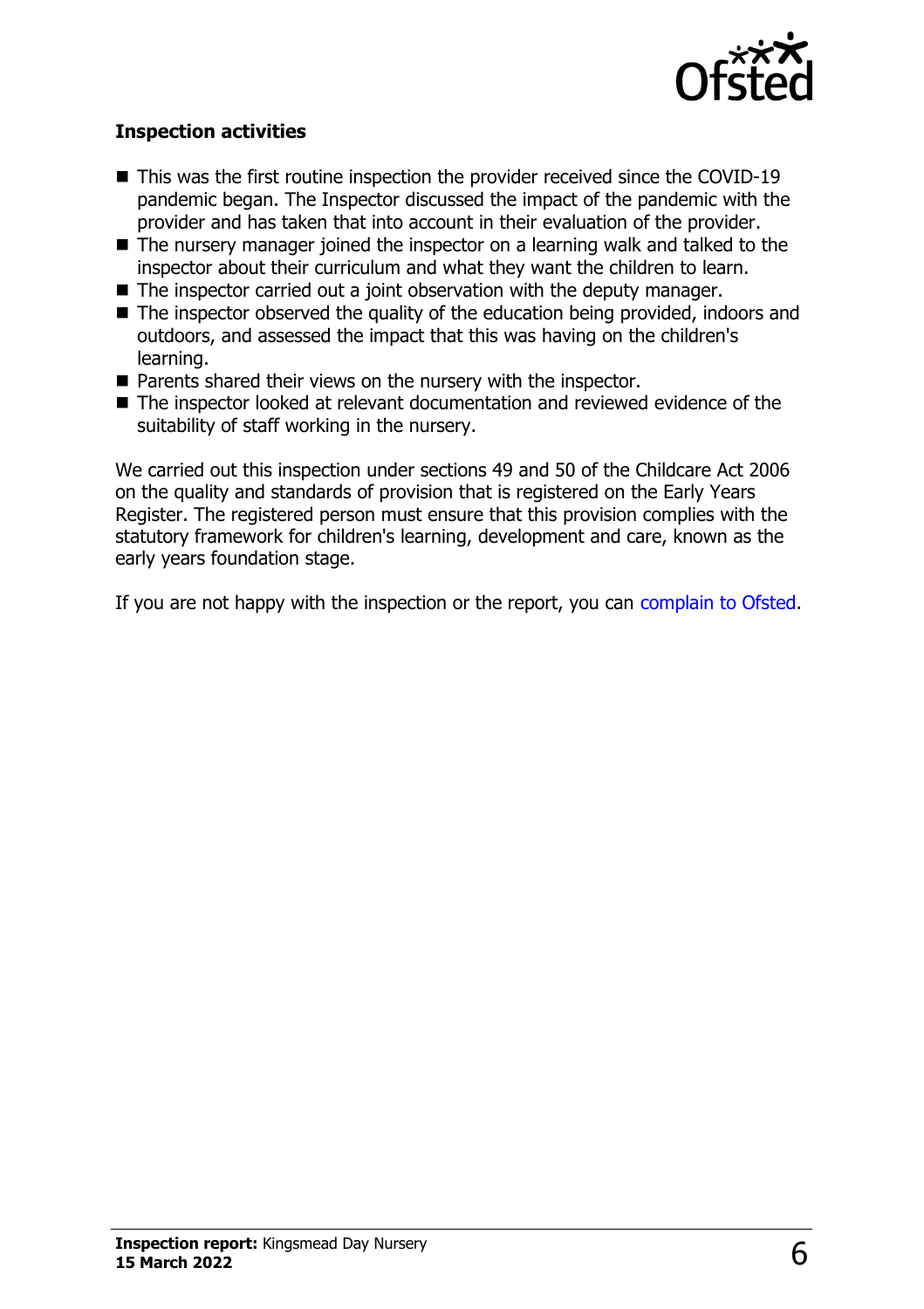### Inspection activities

- This was the first routine inspection the provider received since the COVID-19 pandemic began. The Inspector discussed the impact of the pandemic with the provider and has taken that into account in their evaluation of the provider.
- The nursery manager joined the inspector on a learning walk and talked to the inspector about their curriculum and what they want the children to learn.
- The inspector carried out a joint observation with the deputy manager.
- The inspector observed the quality of the education being provided, indoors and outdoors, and assessed the impact that this was having on the children's learning.
- Parents shared their views on the nursery with the inspector.
- The inspector looked at relevant documentation and reviewed evidence of the suitability of staff working in the nursery.

We carried out this inspection under sections 49 and 50 of the Childcare Act 2006 on the quality and standards of provision that is registered on the Early Years Register. The registered person must ensure that this provision complies with the statutory framework for children's learning, development and care, known as the early years foundation stage.

If you are not happy with the inspection or the report, you can complain to Ofsted.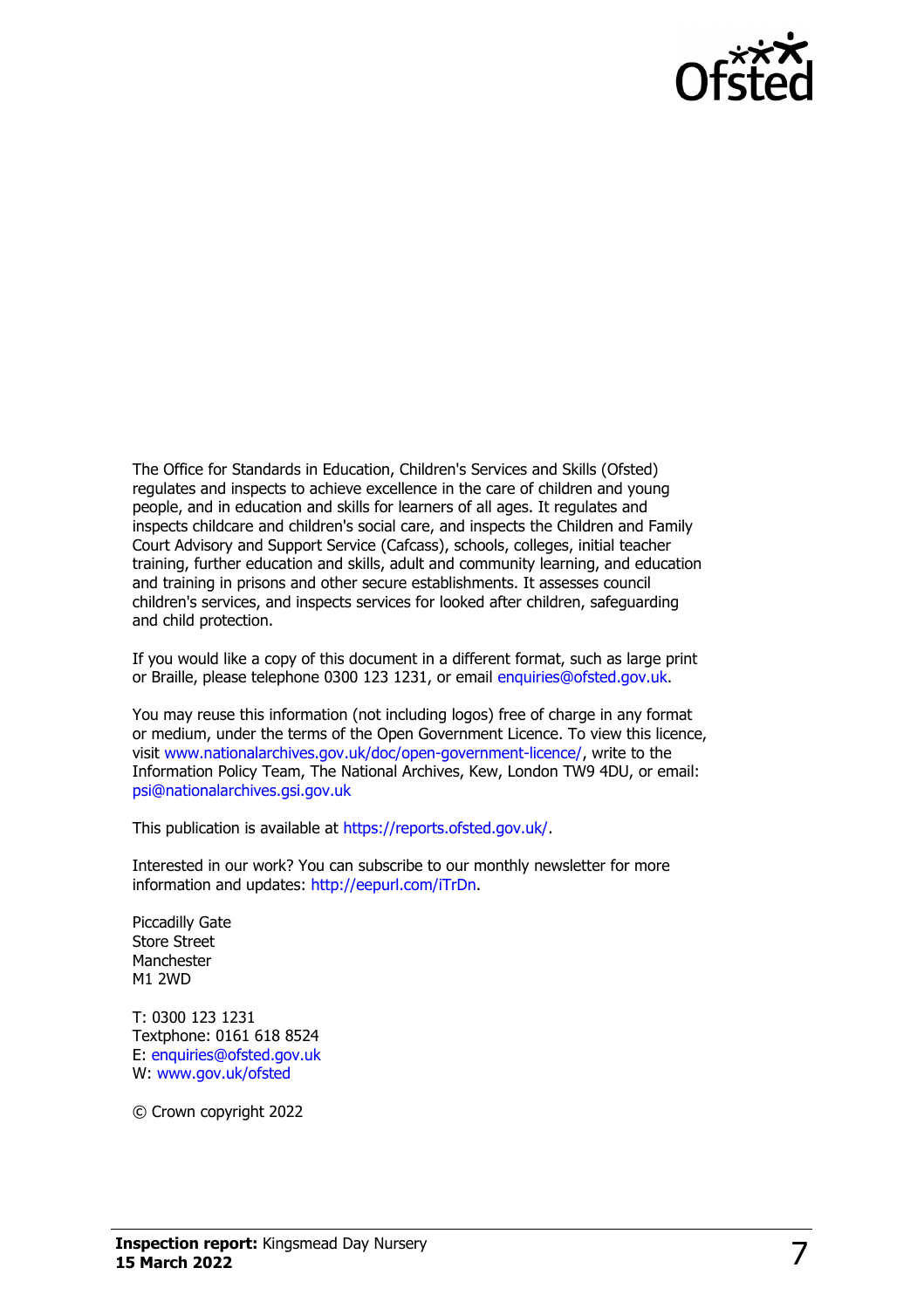The Office for Standards in Education, Children's Services and Skills (Ofsted) regulates and inspects to achieve excellence in the care of children and young people, and in education and skills for learners of all ages. It regulates and inspects childcare and children's social care, and inspects the Children and Family Court Advisory and Support Service (Cafcass), schools, colleges, initial teacher training, further education and skills, adult and community learning, and education and training in prisons and other secure establishments. It assesses council children's services, and inspects services for looked after children, safeguarding and child protection.

If you would like a copy of this document in a different format, such as large print or Braille, please telephone 0300 123 1231, or email enquiries@ofsted.gov.uk.

You may reuse this information (not including logos) free of charge in any format or medium, under the terms of the Open Government Licence. To view this licence, visit www.nationalarchives.gov.uk/doc/open-government-licence/, write to the Information Policy Team, The National Archives, Kew, London TW9 4DU, or email: psi@nationalarchives.gsi.gov.uk

This publication is available at https://reports.ofsted.gov.uk/.

Interested in our work? You can subscribe to our monthly newsletter for more information and updates: http://eepurl.com/iTrDn.

Piccadilly Gate
Store Street
Manchester
M1 2WD

T: 0300 123 1231
Textphone: 0161 618 8524
E: enquiries@ofsted.gov.uk
W: www.gov.uk/ofsted

© Crown copyright 2022